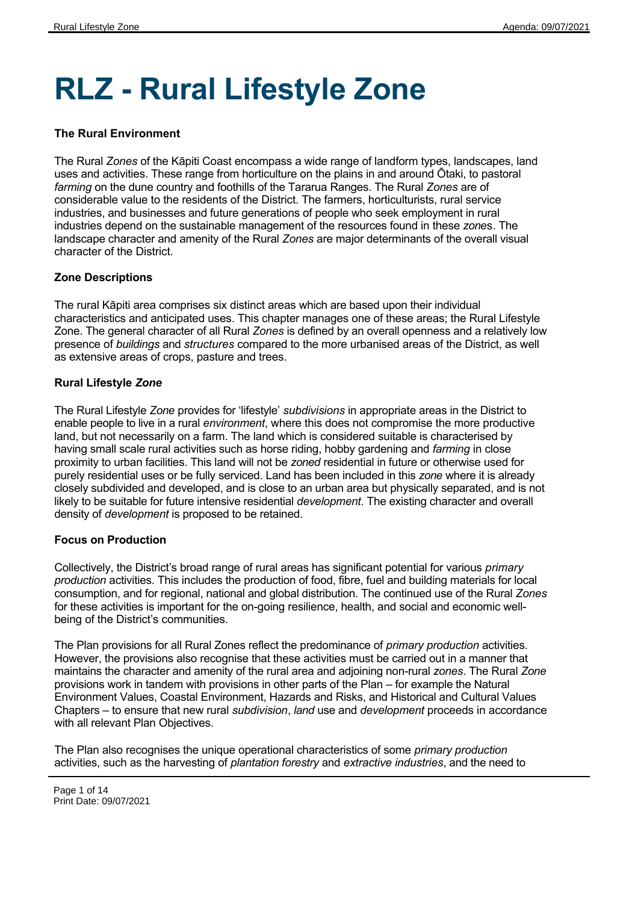# RLZ - Rural Lifestyle Zone

**The Rural Environment**

The Rural *Zones* of the Kāpiti Coast encompass a wide range of landform types, landscapes, land uses and activities. These range from horticulture on the plains in and around Ōtaki, to pastoral *farming* on the dune country and foothills of the Tararua Ranges. The Rural *Zones* are of considerable value to the residents of the District. The farmers, horticulturists, rural service industries, and businesses and future generations of people who seek employment in rural industries depend on the sustainable management of the resources found in these *zone*s. The landscape character and amenity of the Rural *Zones* are major determinants of the overall visual character of the District.

**Zone Descriptions**

The rural Kāpiti area comprises six distinct areas which are based upon their individual characteristics and anticipated uses. This chapter manages one of these areas; the Rural Lifestyle Zone. The general character of all Rural *Zones* is defined by an overall openness and a relatively low presence of *buildings* and *structures* compared to the more urbanised areas of the District, as well as extensive areas of crops, pasture and trees.

**Rural Lifestyle *Zone***

The Rural Lifestyle *Zone* provides for 'lifestyle' *subdivisions* in appropriate areas in the District to enable people to live in a rural *environment*, where this does not compromise the more productive land, but not necessarily on a farm. The land which is considered suitable is characterised by having small scale rural activities such as horse riding, hobby gardening and *farming* in close proximity to urban facilities. This land will not be *zoned* residential in future or otherwise used for purely residential uses or be fully serviced. Land has been included in this *zone* where it is already closely subdivided and developed, and is close to an urban area but physically separated, and is not likely to be suitable for future intensive residential *development*. The existing character and overall density of *development* is proposed to be retained.

**Focus on Production**

Collectively, the District's broad range of rural areas has significant potential for various *primary production* activities. This includes the production of food, fibre, fuel and building materials for local consumption, and for regional, national and global distribution. The continued use of the Rural *Zones* for these activities is important for the on-going resilience, health, and social and economic well-being of the District's communities.

The Plan provisions for all Rural Zones reflect the predominance of *primary production* activities. However, the provisions also recognise that these activities must be carried out in a manner that maintains the character and amenity of the rural area and adjoining non-rural *zones*. The Rural *Zone* provisions work in tandem with provisions in other parts of the Plan – for example the Natural Environment Values, Coastal Environment, Hazards and Risks, and Historical and Cultural Values Chapters – to ensure that new rural *subdivision*, *land* use and *development* proceeds in accordance with all relevant Plan Objectives.

The Plan also recognises the unique operational characteristics of some *primary production* activities, such as the harvesting of *plantation forestry* and *extractive industries*, and the need to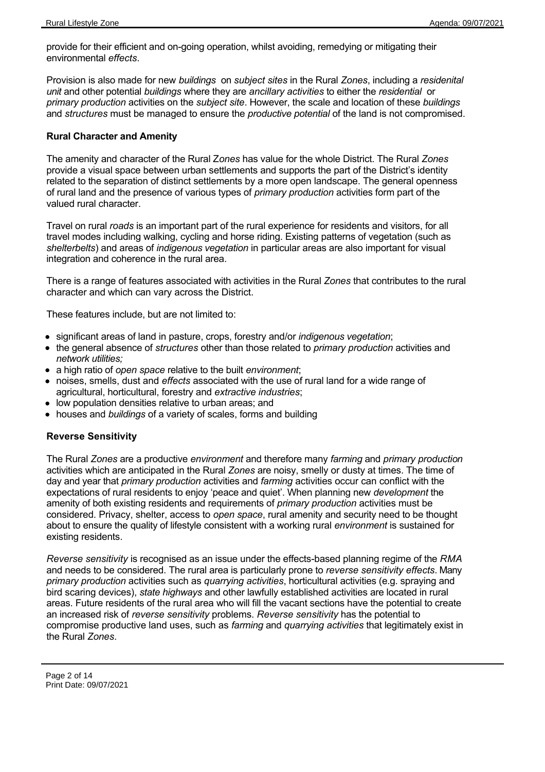provide for their efficient and on-going operation, whilst avoiding, remedying or mitigating their environmental *effects*.

Provision is also made for new *buildings* on *subject sites* in the Rural *Zones*, including a *residenital unit* and other potential *buildings* where they are *ancillary activities* to either the *residential* or *primary production* activities on the *subject site*. However, the scale and location of these *buildings* and *structures* must be managed to ensure the *productive potential* of the land is not compromised.

### Rural Character and Amenity

The amenity and character of the Rural Z*ones* has value for the whole District. The Rural *Zones* provide a visual space between urban settlements and supports the part of the District's identity related to the separation of distinct settlements by a more open landscape. The general openness of rural land and the presence of various types of *primary production* activities form part of the valued rural character.

Travel on rural *roads* is an important part of the rural experience for residents and visitors, for all travel modes including walking, cycling and horse riding. Existing patterns of vegetation (such as *shelterbelts*) and areas of *indigenous vegetation* in particular areas are also important for visual integration and coherence in the rural area.

There is a range of features associated with activities in the Rural *Zones* that contributes to the rural character and which can vary across the District.

These features include, but are not limited to:

- significant areas of land in pasture, crops, forestry and/or *indigenous vegetation*;
- the general absence of *structures* other than those related to *primary production* activities and *network utilities;*
- a high ratio of *open space* relative to the built *environment*;
- noises, smells, dust and *effects* associated with the use of rural land for a wide range of agricultural, horticultural, forestry and *extractive industries*;
- low population densities relative to urban areas; and
- houses and *buildings* of a variety of scales, forms and building

### Reverse Sensitivity

The Rural *Zones* are a productive *environment* and therefore many *farming* and *primary production* activities which are anticipated in the Rural *Zones* are noisy, smelly or dusty at times. The time of day and year that *primary production* activities and *farming* activities occur can conflict with the expectations of rural residents to enjoy 'peace and quiet'. When planning new *development* the amenity of both existing residents and requirements of *primary production* activities must be considered. Privacy, shelter, access to *open space*, rural amenity and security need to be thought about to ensure the quality of lifestyle consistent with a working rural *environment* is sustained for existing residents.

*Reverse sensitivity* is recognised as an issue under the effects-based planning regime of the *RMA* and needs to be considered. The rural area is particularly prone to *reverse sensitivity effects*. Many *primary production* activities such as *quarrying activities*, horticultural activities (e.g. spraying and bird scaring devices), *state highways* and other lawfully established activities are located in rural areas. Future residents of the rural area who will fill the vacant sections have the potential to create an increased risk of *reverse sensitivity* problems. *Reverse sensitivity* has the potential to compromise productive land uses, such as *farming* and *quarrying activities* that legitimately exist in the Rural *Zones*.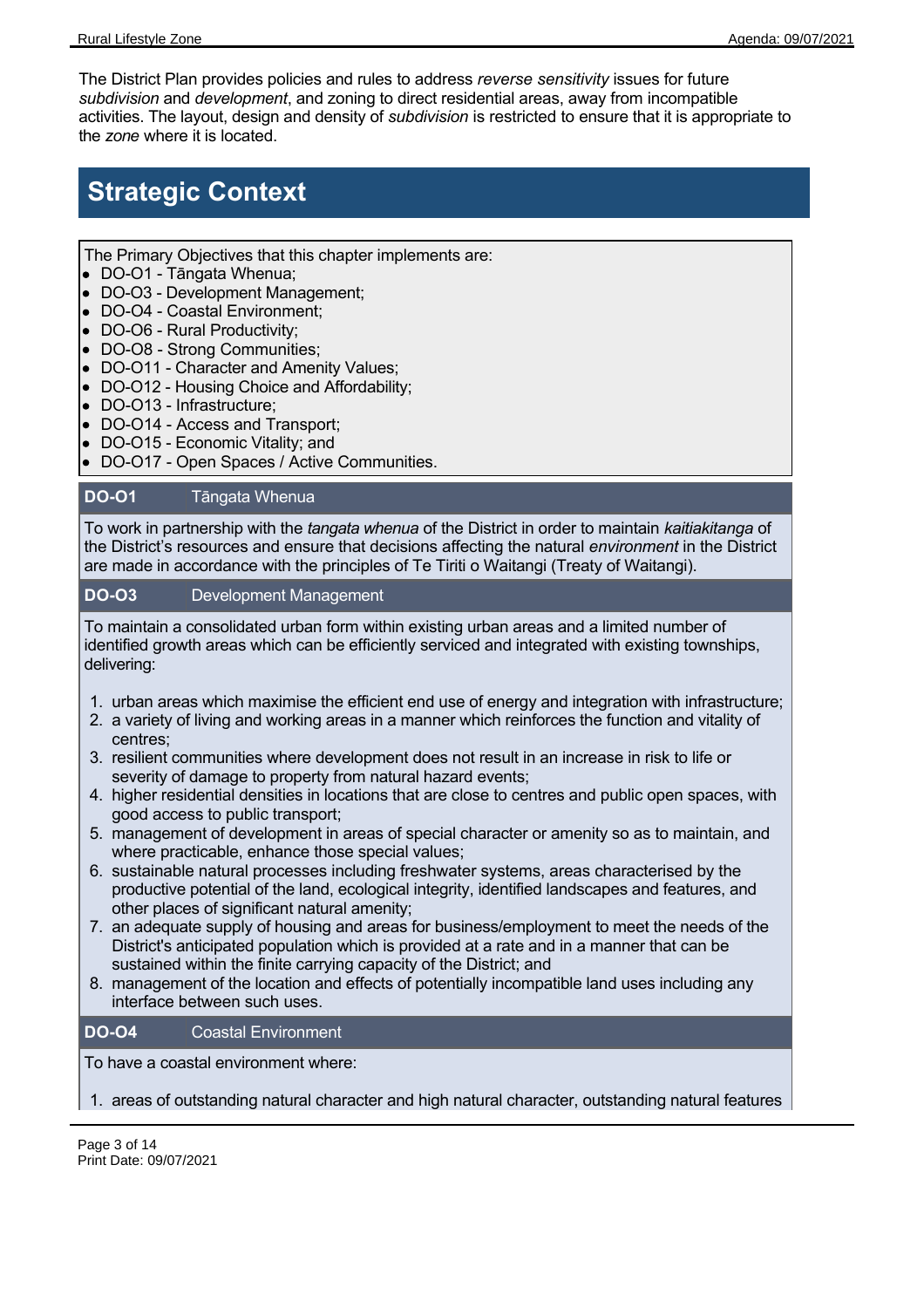The District Plan provides policies and rules to address *reverse sensitivity* issues for future *subdivision* and *development*, and zoning to direct residential areas, away from incompatible activities. The layout, design and density of *subdivision* is restricted to ensure that it is appropriate to the *zone* where it is located.

## Strategic Context

The Primary Objectives that this chapter implements are:

- DO-O1 - Tāngata Whenua;
- DO-O3 - Development Management;
- DO-O4 - Coastal Environment;
- DO-O6 - Rural Productivity;
- DO-O8 - Strong Communities;
- DO-O11 - Character and Amenity Values;
- DO-O12 - Housing Choice and Affordability;
- DO-O13 - Infrastructure;
- DO-O14 - Access and Transport;
- DO-O15 - Economic Vitality; and
- DO-O17 - Open Spaces / Active Communities.

**DO-O1** Tāngata Whenua

To work in partnership with the *tangata whenua* of the District in order to maintain *kaitiakitanga* of the District's resources and ensure that decisions affecting the natural *environment* in the District are made in accordance with the principles of Te Tiriti o Waitangi (Treaty of Waitangi).

**DO-O3** Development Management

To maintain a consolidated urban form within existing urban areas and a limited number of identified growth areas which can be efficiently serviced and integrated with existing townships, delivering:

1. urban areas which maximise the efficient end use of energy and integration with infrastructure;
2. a variety of living and working areas in a manner which reinforces the function and vitality of centres;
3. resilient communities where development does not result in an increase in risk to life or severity of damage to property from natural hazard events;
4. higher residential densities in locations that are close to centres and public open spaces, with good access to public transport;
5. management of development in areas of special character or amenity so as to maintain, and where practicable, enhance those special values;
6. sustainable natural processes including freshwater systems, areas characterised by the productive potential of the land, ecological integrity, identified landscapes and features, and other places of significant natural amenity;
7. an adequate supply of housing and areas for business/employment to meet the needs of the District's anticipated population which is provided at a rate and in a manner that can be sustained within the finite carrying capacity of the District; and
8. management of the location and effects of potentially incompatible land uses including any interface between such uses.

**DO-O4** Coastal Environment

To have a coastal environment where:

1. areas of outstanding natural character and high natural character, outstanding natural features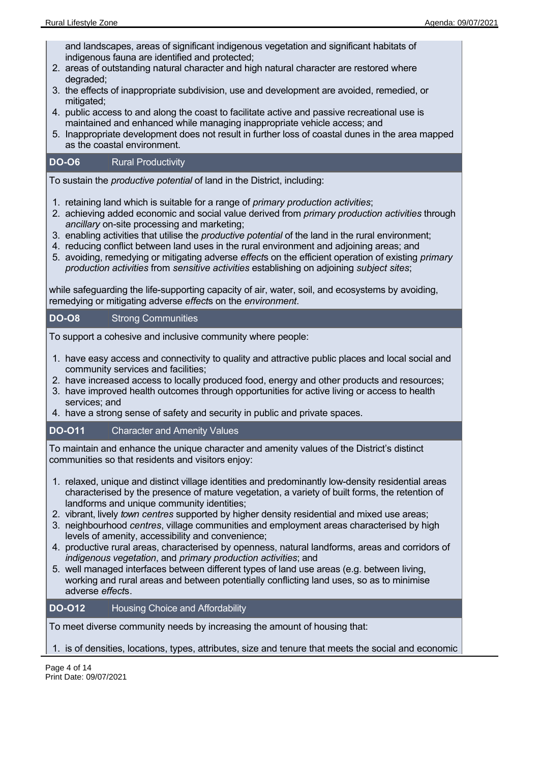and landscapes, areas of significant indigenous vegetation and significant habitats of indigenous fauna are identified and protected;
2. areas of outstanding natural character and high natural character are restored where degraded;
3. the effects of inappropriate subdivision, use and development are avoided, remedied, or mitigated;
4. public access to and along the coast to facilitate active and passive recreational use is maintained and enhanced while managing inappropriate vehicle access; and
5. Inappropriate development does not result in further loss of coastal dunes in the area mapped as the coastal environment.

### DO-O6 Rural Productivity

To sustain the *productive potential* of land in the District, including:

1. retaining land which is suitable for a range of *primary production activities*;
2. achieving added economic and social value derived from *primary production activities* through *ancillary* on-site processing and marketing;
3. enabling activities that utilise the *productive potential* of the land in the rural environment;
4. reducing conflict between land uses in the rural environment and adjoining areas; and
5. avoiding, remedying or mitigating adverse *effect*s on the efficient operation of existing *primary production activities* from *sensitive activities* establishing on adjoining *subject sites*;

while safeguarding the life-supporting capacity of air, water, soil, and ecosystems by avoiding, remedying or mitigating adverse *effect*s on the *environment*.

### DO-O8 Strong Communities

To support a cohesive and inclusive community where people:

1. have easy access and connectivity to quality and attractive public places and local social and community services and facilities;
2. have increased access to locally produced food, energy and other products and resources;
3. have improved health outcomes through opportunities for active living or access to health services; and
4. have a strong sense of safety and security in public and private spaces.

### DO-O11 Character and Amenity Values

To maintain and enhance the unique character and amenity values of the District's distinct communities so that residents and visitors enjoy:

1. relaxed, unique and distinct village identities and predominantly low-density residential areas characterised by the presence of mature vegetation, a variety of built forms, the retention of landforms and unique community identities;
2. vibrant, lively *town centres* supported by higher density residential and mixed use areas;
3. neighbourhood *centres*, village communities and employment areas characterised by high levels of amenity, accessibility and convenience;
4. productive rural areas, characterised by openness, natural landforms, areas and corridors of *indigenous vegetation*, and *primary production activities*; and
5. well managed interfaces between different types of land use areas (e.g. between living, working and rural areas and between potentially conflicting land uses, so as to minimise adverse *effect*s.

### DO-O12 Housing Choice and Affordability

To meet diverse community needs by increasing the amount of housing that:

1. is of densities, locations, types, attributes, size and tenure that meets the social and economic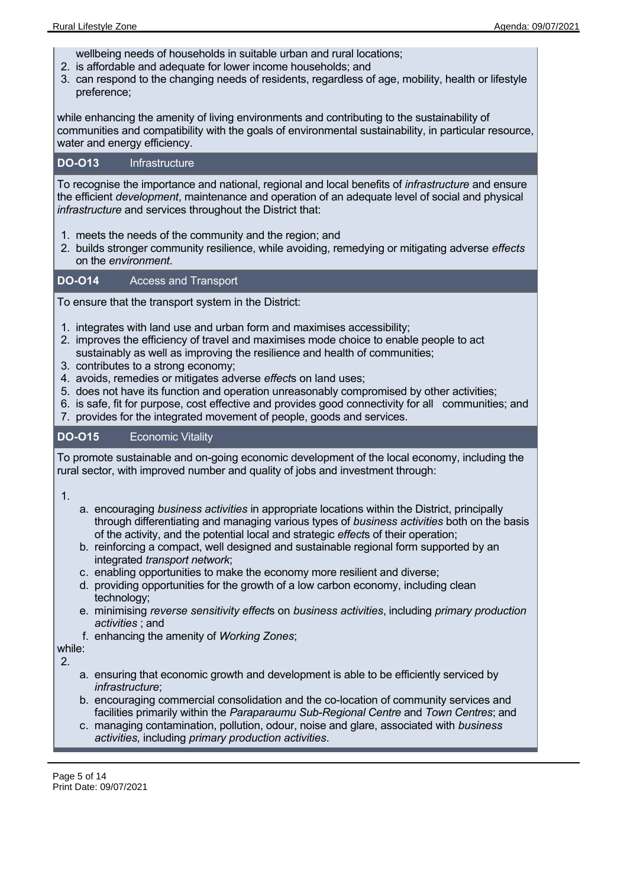wellbeing needs of households in suitable urban and rural locations;

2. is affordable and adequate for lower income households; and
3. can respond to the changing needs of residents, regardless of age, mobility, health or lifestyle preference;

while enhancing the amenity of living environments and contributing to the sustainability of communities and compatibility with the goals of environmental sustainability, in particular resource, water and energy efficiency.

## DO-O13 Infrastructure

To recognise the importance and national, regional and local benefits of *infrastructure* and ensure the efficient *development*, maintenance and operation of an adequate level of social and physical *infrastructure* and services throughout the District that:

1. meets the needs of the community and the region; and
2. builds stronger community resilience, while avoiding, remedying or mitigating adverse *effects* on the *environment*.

## DO-O14 Access and Transport

To ensure that the transport system in the District:

1. integrates with land use and urban form and maximises accessibility;
2. improves the efficiency of travel and maximises mode choice to enable people to act sustainably as well as improving the resilience and health of communities;
3. contributes to a strong economy;
4. avoids, remedies or mitigates adverse *effect*s on land uses;
5. does not have its function and operation unreasonably compromised by other activities;
6. is safe, fit for purpose, cost effective and provides good connectivity for all communities; and
7. provides for the integrated movement of people, goods and services.

## DO-O15 Economic Vitality

To promote sustainable and on-going economic development of the local economy, including the rural sector, with improved number and quality of jobs and investment through:

1.
   a. encouraging *business activities* in appropriate locations within the District, principally through differentiating and managing various types of *business activities* both on the basis of the activity, and the potential local and strategic *effect*s of their operation;
   b. reinforcing a compact, well designed and sustainable regional form supported by an integrated *transport network*;
   c. enabling opportunities to make the economy more resilient and diverse;
   d. providing opportunities for the growth of a low carbon economy, including clean technology;
   e. minimising *reverse sensitivity effect*s on *business activities*, including *primary production activities* ; and
   f. enhancing the amenity of *Working Zones*;

while:

2.
   a. ensuring that economic growth and development is able to be efficiently serviced by *infrastructure*;
   b. encouraging commercial consolidation and the co-location of community services and facilities primarily within the *Paraparaumu Sub-Regional Centre* and *Town Centres*; and
   c. managing contamination, pollution, odour, noise and glare, associated with *business activities,* including *primary production activities*.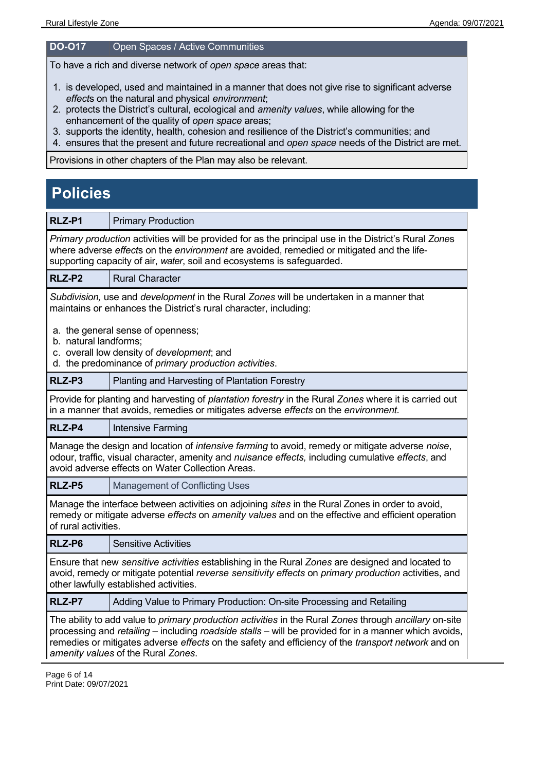| DO-O17 | Open Spaces / Active Communities |
|---|---|

To have a rich and diverse network of *open space* areas that:

1. is developed, used and maintained in a manner that does not give rise to significant adverse *effect*s on the natural and physical *environment*;
2. protects the District's cultural, ecological and *amenity values*, while allowing for the enhancement of the quality of *open space* areas;
3. supports the identity, health, cohesion and resilience of the District's communities; and
4. ensures that the present and future recreational and *open space* needs of the District are met.

Provisions in other chapters of the Plan may also be relevant.

# Policies

| RLZ-P1 | Primary Production |
|---|---|

*Primary production* activities will be provided for as the principal use in the District's Rural *Zone*s where adverse *effect*s on the *environment* are avoided, remedied or mitigated and the life-supporting capacity of air, *water*, soil and ecosystems is safeguarded.

| RLZ-P2 | Rural Character |
|---|---|

*Subdivision,* use and *development* in the Rural *Zones* will be undertaken in a manner that maintains or enhances the District's rural character, including:

a. the general sense of openness;
b. natural landforms;
c. overall low density of *development*; and
d. the predominance of *primary production activities*.

| RLZ-P3 | Planting and Harvesting of Plantation Forestry |
|---|---|

Provide for planting and harvesting of *plantation forestry* in the Rural *Zones* where it is carried out in a manner that avoids, remedies or mitigates adverse *effects* on the *environment*.

| RLZ-P4 | Intensive Farming |
|---|---|

Manage the design and location of *intensive farming* to avoid, remedy or mitigate adverse *noise*, odour, traffic, visual character, amenity and *nuisance effects,* including cumulative *effects*, and avoid adverse effects on Water Collection Areas.

| RLZ-P5 | Management of Conflicting Uses |
|---|---|

Manage the interface between activities on adjoining *sites* in the Rural Zones in order to avoid, remedy or mitigate adverse *effects* on *amenity values* and on the effective and efficient operation of rural activities.

| RLZ-P6 | Sensitive Activities |
|---|---|

Ensure that new *sensitive activities* establishing in the Rural *Zones* are designed and located to avoid, remedy or mitigate potential *reverse sensitivity effects* on *primary production* activities, and other lawfully established activities.

| RLZ-P7 | Adding Value to Primary Production: On-site Processing and Retailing |
|---|---|

The ability to add value to *primary production activities* in the Rural *Zones* through *ancillary* on-site processing and *retailing* – including *roadside stalls* – will be provided for in a manner which avoids, remedies or mitigates adverse *effects* on the safety and efficiency of the *transport network* and on *amenity values* of the Rural *Zones*.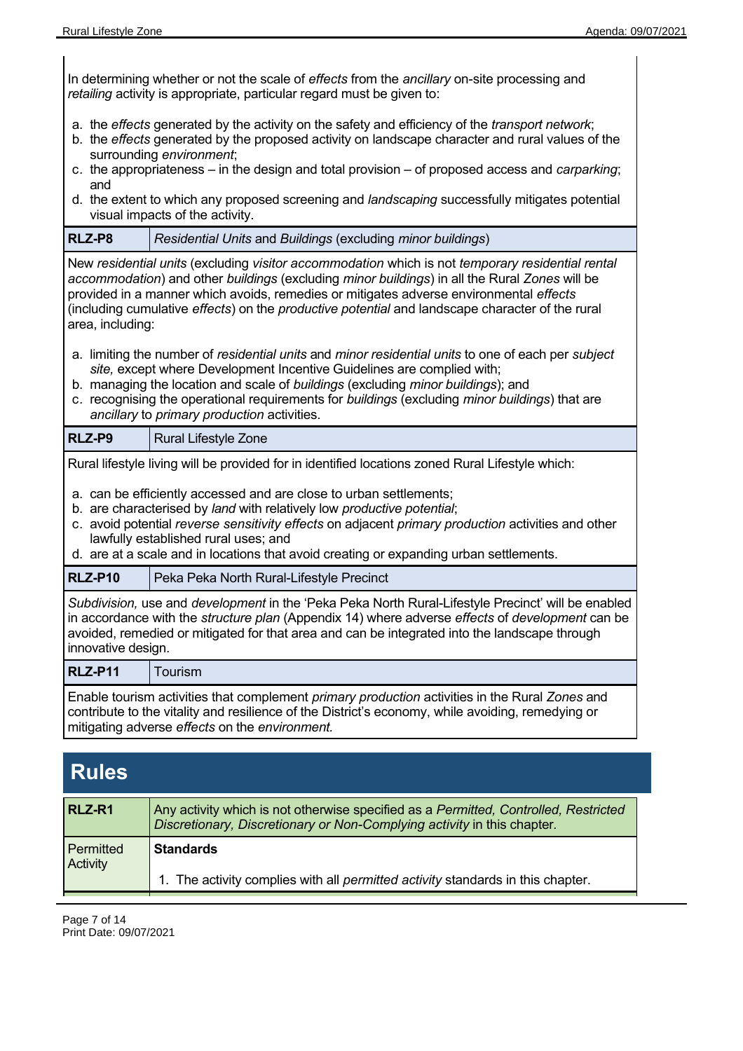In determining whether or not the scale of *effects* from the *ancillary* on-site processing and *retailing* activity is appropriate, particular regard must be given to:

a. the *effects* generated by the activity on the safety and efficiency of the *transport network*;
b. the *effects* generated by the proposed activity on landscape character and rural values of the surrounding *environment*;
c. the appropriateness – in the design and total provision – of proposed access and *carparking*; and
d. the extent to which any proposed screening and *landscaping* successfully mitigates potential visual impacts of the activity.

| **RLZ-P8** | *Residential Units* and *Buildings* (excluding *minor buildings*) |
|---|---|

New *residential units* (excluding *visitor accommodation* which is not *temporary residential rental accommodation*) and other *buildings* (excluding *minor buildings*) in all the Rural *Zones* will be provided in a manner which avoids, remedies or mitigates adverse environmental *effects* (including cumulative *effects*) on the *productive potential* and landscape character of the rural area, including:

a. limiting the number of *residential units* and *minor residential units* to one of each per *subject site,* except where Development Incentive Guidelines are complied with;
b. managing the location and scale of *buildings* (excluding *minor buildings*); and
c. recognising the operational requirements for *buildings* (excluding *minor buildings*) that are *ancillary* to *primary production* activities.

| **RLZ-P9** | Rural Lifestyle Zone |
|---|---|

Rural lifestyle living will be provided for in identified locations zoned Rural Lifestyle which:

a. can be efficiently accessed and are close to urban settlements;
b. are characterised by *land* with relatively low *productive potential*;
c. avoid potential *reverse sensitivity effects* on adjacent *primary production* activities and other lawfully established rural uses; and
d. are at a scale and in locations that avoid creating or expanding urban settlements.

| **RLZ-P10** | Peka Peka North Rural-Lifestyle Precinct |
|---|---|

*Subdivision,* use and *development* in the 'Peka Peka North Rural-Lifestyle Precinct' will be enabled in accordance with the *structure plan* (Appendix 14) where adverse *effects* of *development* can be avoided, remedied or mitigated for that area and can be integrated into the landscape through innovative design.

| **RLZ-P11** | Tourism |
|---|---|

Enable tourism activities that complement *primary production* activities in the Rural *Zones* and contribute to the vitality and resilience of the District's economy, while avoiding, remedying or mitigating adverse *effects* on the *environment.*

## Rules

| **RLZ-R1** | Any activity which is not otherwise specified as a *Permitted, Controlled, Restricted Discretionary, Discretionary or Non-Complying activity* in this chapter. |
|---|---|
| Permitted Activity | **Standards**<br><br>1. The activity complies with all *permitted activity* standards in this chapter. |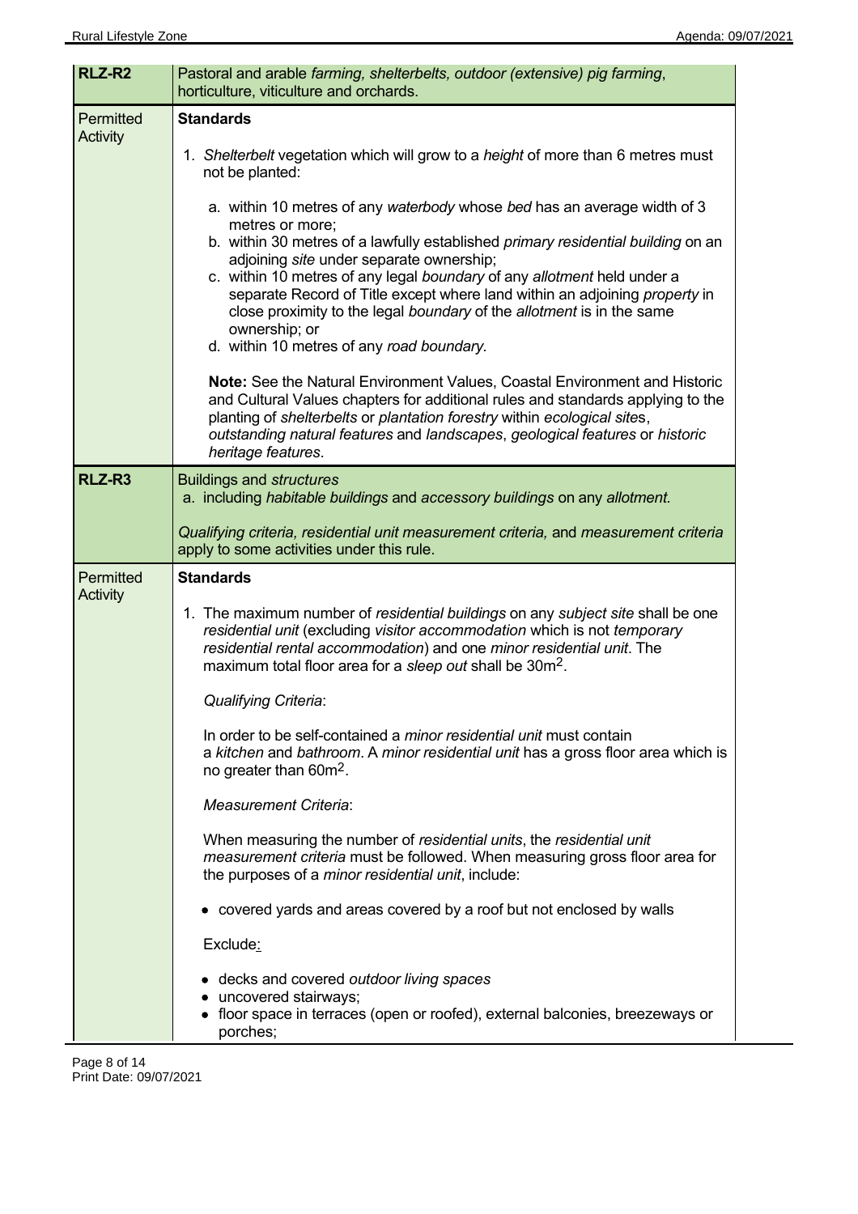| RLZ-R2 | Pastoral and arable *farming, shelterbelts, outdoor (extensive) pig farming*, horticulture, viticulture and orchards. |
|---|---|
| Permitted Activity | **Standards**<br><br>1. *Shelterbelt* vegetation which will grow to a *height* of more than 6 metres must not be planted:<br><br>a. within 10 metres of any *waterbody* whose *bed* has an average width of 3 metres or more;<br>b. within 30 metres of a lawfully established *primary residential building* on an adjoining *site* under separate ownership;<br>c. within 10 metres of any legal *boundary* of any *allotment* held under a separate Record of Title except where land within an adjoining *property* in close proximity to the legal *boundary* of the *allotment* is in the same ownership; or<br>d. within 10 metres of any *road boundary*.<br><br>**Note:** See the Natural Environment Values, Coastal Environment and Historic and Cultural Values chapters for additional rules and standards applying to the planting of *shelterbelts* or *plantation forestry* within *ecological sites*, *outstanding natural features* and *landscapes*, *geological features* or *historic heritage features*. |
| **RLZ-R3** | Buildings and *structures*<br>a. including *habitable buildings* and *accessory buildings* on any *allotment*.<br><br>*Qualifying criteria, residential unit measurement criteria,* and *measurement criteria* apply to some activities under this rule. |
| Permitted Activity | **Standards**<br><br>1. The maximum number of *residential buildings* on any *subject site* shall be one *residential unit* (excluding *visitor accommodation* which is not *temporary residential rental accommodation*) and one *minor residential unit*. The maximum total floor area for a *sleep out* shall be 30m$^2$.<br><br>*Qualifying Criteria*:<br><br>In order to be self-contained a *minor residential unit* must contain a *kitchen* and *bathroom*. A *minor residential unit* has a gross floor area which is no greater than 60m$^2$.<br><br>*Measurement Criteria*:<br><br>When measuring the number of *residential units*, the *residential unit measurement criteria* must be followed. When measuring gross floor area for the purposes of a *minor residential unit*, include:<br><br>• covered yards and areas covered by a roof but not enclosed by walls<br><br>Exclude:<br><br>• decks and covered *outdoor living spaces*<br>• uncovered stairways;<br>• floor space in terraces (open or roofed), external balconies, breezeways or porches; |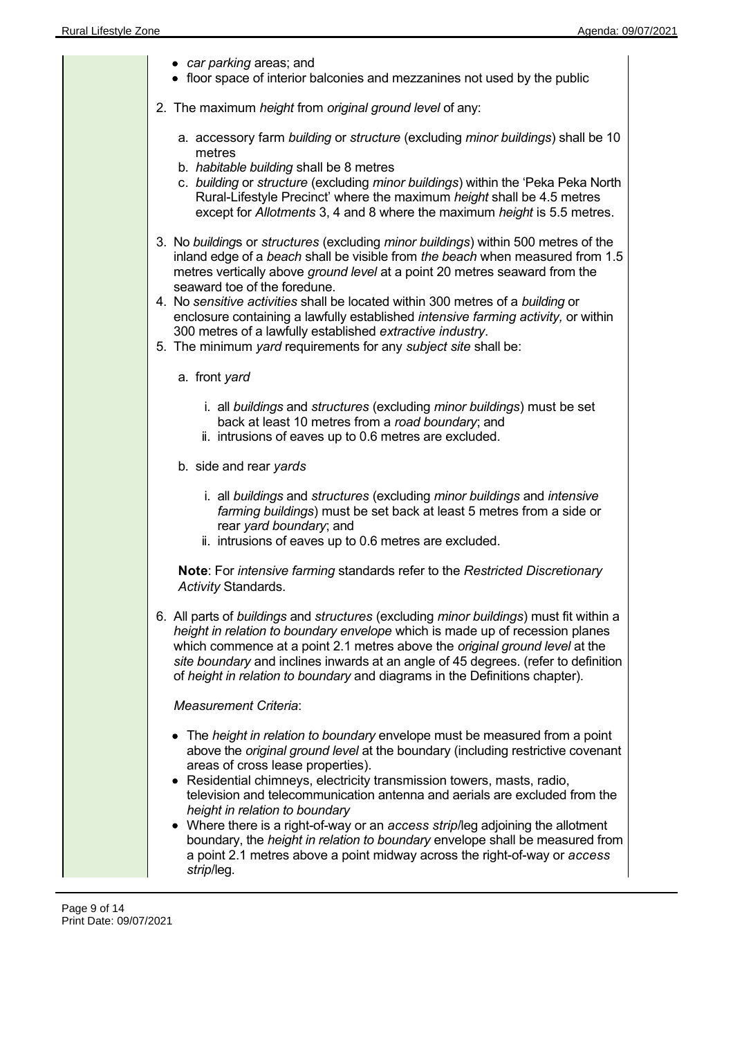- *car parking* areas; and
- floor space of interior balconies and mezzanines not used by the public

2. The maximum *height* from *original ground level* of any:

   a. accessory farm *building* or *structure* (excluding *minor buildings*) shall be 10 metres
   b. *habitable building* shall be 8 metres
   c. *building* or *structure* (excluding *minor buildings*) within the 'Peka Peka North Rural-Lifestyle Precinct' where the maximum *height* shall be 4.5 metres except for *Allotments* 3, 4 and 8 where the maximum *height* is 5.5 metres.

3. No *building*s or *structures* (excluding *minor buildings*) within 500 metres of the inland edge of a *beach* shall be visible from *the beach* when measured from 1.5 metres vertically above *ground level* at a point 20 metres seaward from the seaward toe of the foredune.
4. No *sensitive activities* shall be located within 300 metres of a *building* or enclosure containing a lawfully established *intensive farming activity,* or within 300 metres of a lawfully established *extractive industry*.
5. The minimum *yard* requirements for any *subject site* shall be:

   a. front *yard*

      i. all *buildings* and *structures* (excluding *minor buildings*) must be set back at least 10 metres from a *road boundary*; and
      ii. intrusions of eaves up to 0.6 metres are excluded.

   b. side and rear *yards*

      i. all *buildings* and *structures* (excluding *minor buildings* and *intensive farming buildings*) must be set back at least 5 metres from a side or rear *yard boundary*; and
      ii. intrusions of eaves up to 0.6 metres are excluded.

   **Note**: For *intensive farming* standards refer to the *Restricted Discretionary Activity* Standards.

6. All parts of *buildings* and *structures* (excluding *minor buildings*) must fit within a *height in relation to boundary envelope* which is made up of recession planes which commence at a point 2.1 metres above the *original ground level* at the *site boundary* and inclines inwards at an angle of 45 degrees. (refer to definition of *height in relation to boundary* and diagrams in the Definitions chapter).

   *Measurement Criteria*:

   - The *height in relation to boundary* envelope must be measured from a point above the *original ground level* at the boundary (including restrictive covenant areas of cross lease properties).
   - Residential chimneys, electricity transmission towers, masts, radio, television and telecommunication antenna and aerials are excluded from the *height in relation to boundary*
   - Where there is a right-of-way or an *access strip*/leg adjoining the allotment boundary, the *height in relation to boundary* envelope shall be measured from a point 2.1 metres above a point midway across the right-of-way or *access strip*/leg.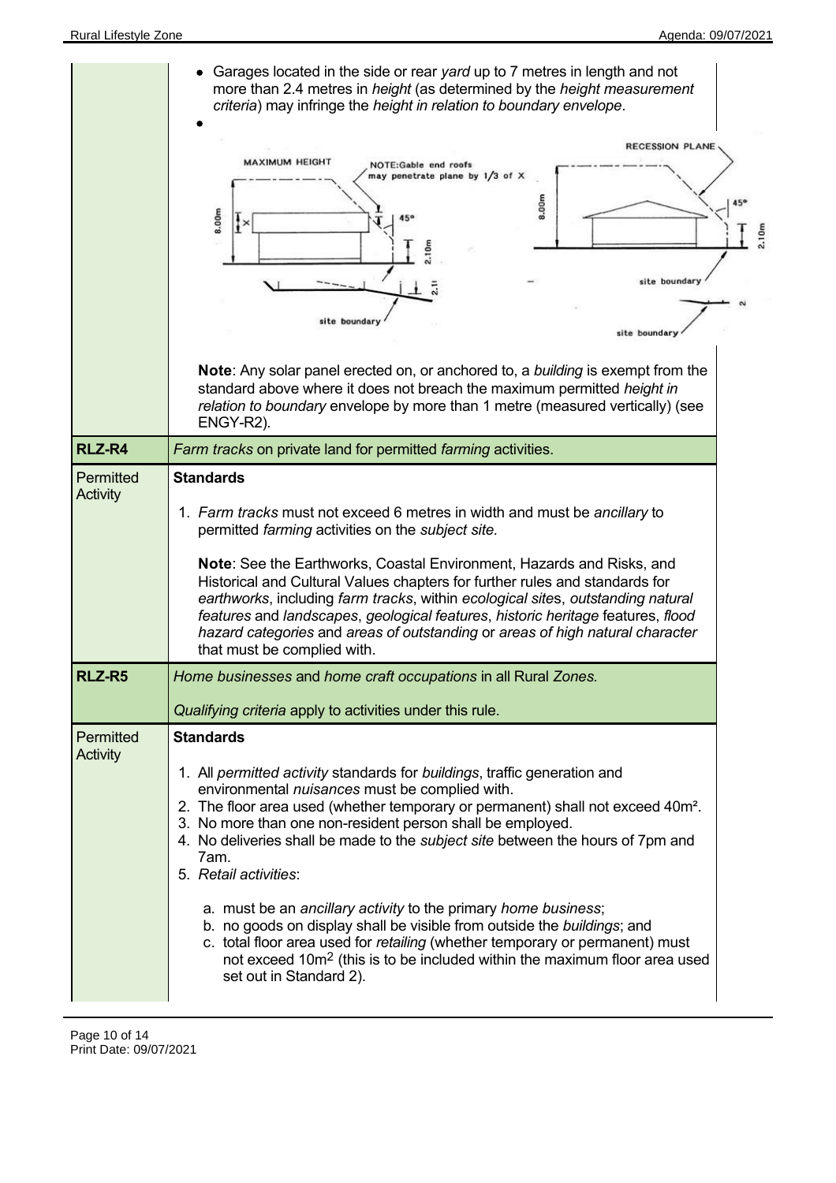| | |
|---|---|
| | • Garages located in the side or rear *yard* up to 7 metres in length and not more than 2.4 metres in *height* (as determined by the *height measurement criteria*) may infringe the *height in relation to boundary envelope*.<br>•<br><br>**Note**: Any solar panel erected on, or anchored to, a *building* is exempt from the standard above where it does not breach the maximum permitted *height in relation to boundary* envelope by more than 1 metre (measured vertically) (see ENGY-R2). |
| **RLZ-R4** | *Farm tracks* on private land for permitted *farming* activities. |
| Permitted Activity | **Standards**<br><br>1. *Farm tracks* must not exceed 6 metres in width and must be *ancillary* to permitted *farming* activities on the *subject site.*<br><br>**Note**: See the Earthworks, Coastal Environment, Hazards and Risks, and Historical and Cultural Values chapters for further rules and standards for *earthworks*, including *farm tracks*, within *ecological sites*, *outstanding natural features* and *landscapes*, *geological features*, *historic heritage* features, *flood hazard categories* and *areas of outstanding* or *areas of high natural character* that must be complied with. |
| **RLZ-R5** | *Home businesses* and *home craft occupations* in all Rural *Zones.*<br><br>*Qualifying criteria* apply to activities under this rule. |
| Permitted Activity | **Standards**<br><br>1. All *permitted activity* standards for *buildings*, traffic generation and environmental *nuisances* must be complied with.<br>2. The floor area used (whether temporary or permanent) shall not exceed 40m².<br>3. No more than one non-resident person shall be employed.<br>4. No deliveries shall be made to the *subject site* between the hours of 7pm and 7am.<br>5. *Retail activities*:<br><br>a. must be an *ancillary activity* to the primary *home business*;<br>b. no goods on display shall be visible from outside the *buildings*; and<br>c. total floor area used for *retailing* (whether temporary or permanent) must not exceed 10m² (this is to be included within the maximum floor area used set out in Standard 2). |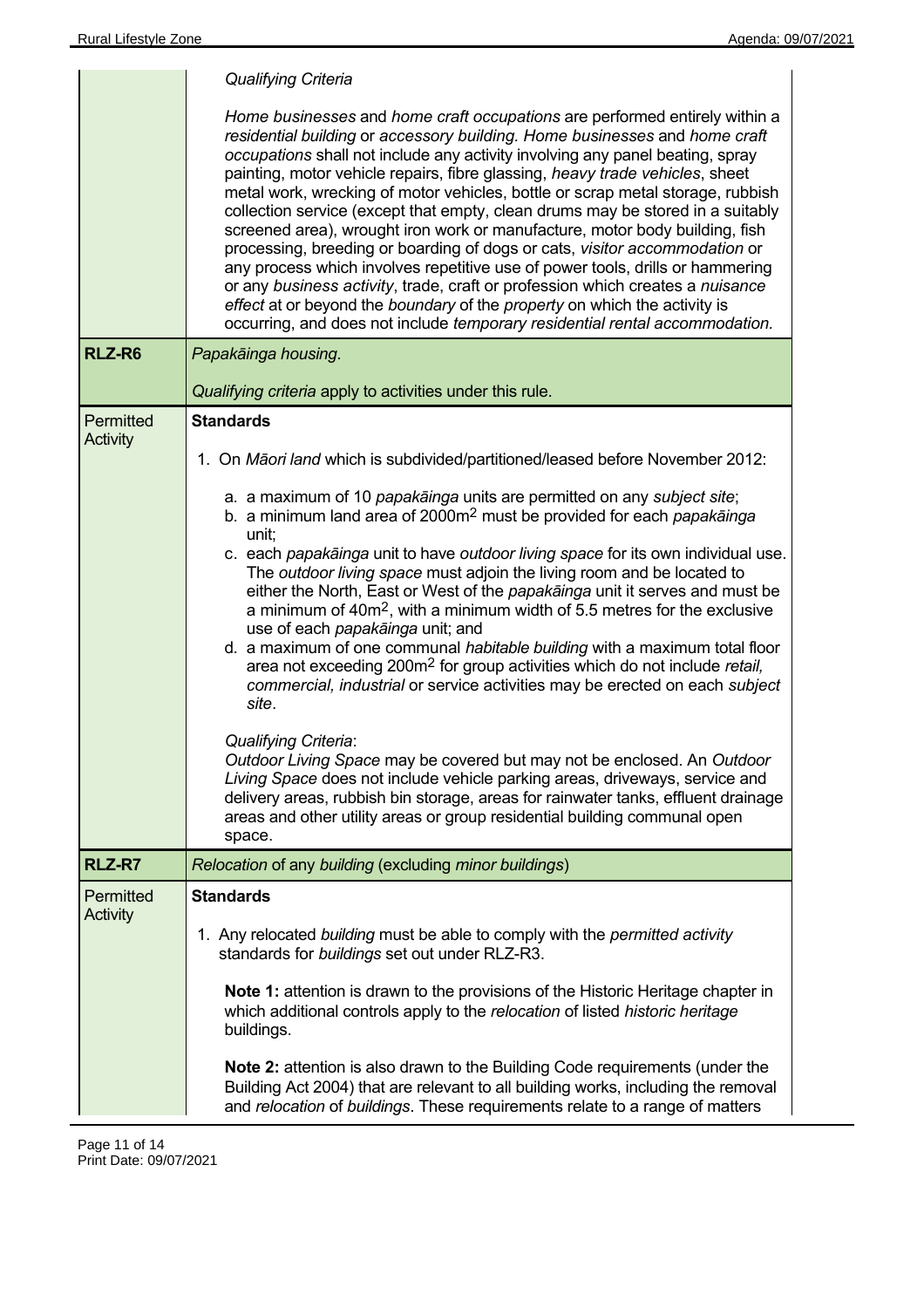| | |
|---|---|
| | *Qualifying Criteria*<br><br>*Home businesses* and *home craft occupations* are performed entirely within a *residential building* or *accessory building. Home businesses* and *home craft occupations* shall not include any activity involving any panel beating, spray painting, motor vehicle repairs, fibre glassing, *heavy trade vehicles*, sheet metal work, wrecking of motor vehicles, bottle or scrap metal storage, rubbish collection service (except that empty, clean drums may be stored in a suitably screened area), wrought iron work or manufacture, motor body building, fish processing, breeding or boarding of dogs or cats, *visitor accommodation* or any process which involves repetitive use of power tools, drills or hammering or any *business activity*, trade, craft or profession which creates a *nuisance effect* at or beyond the *boundary* of the *property* on which the activity is occurring, and does not include *temporary residential rental accommodation.* |
| **RLZ-R6** | *Papakāinga housing*.<br><br>*Qualifying criteria* apply to activities under this rule. |
| Permitted Activity | **Standards**<br><br>1. On *Māori land* which is subdivided/partitioned/leased before November 2012:<br><br>a. a maximum of 10 *papakāinga* units are permitted on any *subject site*;<br>b. a minimum land area of 2000m$^2$ must be provided for each *papakāinga* unit;<br>c. each *papakāinga* unit to have *outdoor living space* for its own individual use. The *outdoor living space* must adjoin the living room and be located to either the North, East or West of the *papakāinga* unit it serves and must be a minimum of 40m$^2$, with a minimum width of 5.5 metres for the exclusive use of each *papakāinga* unit; and<br>d. a maximum of one communal *habitable building* with a maximum total floor area not exceeding 200m$^2$ for group activities which do not include *retail, commercial, industrial* or service activities may be erected on each *subject site*.<br><br>*Qualifying Criteria*:<br>*Outdoor Living Space* may be covered but may not be enclosed. An *Outdoor Living Space* does not include vehicle parking areas, driveways, service and delivery areas, rubbish bin storage, areas for rainwater tanks, effluent drainage areas and other utility areas or group residential building communal open space. |
| **RLZ-R7** | *Relocation* of any *building* (excluding *minor buildings*) |
| Permitted Activity | **Standards**<br><br>1. Any relocated *building* must be able to comply with the *permitted activity* standards for *buildings* set out under RLZ-R3.<br><br>**Note 1:** attention is drawn to the provisions of the Historic Heritage chapter in which additional controls apply to the *relocation* of listed *historic heritage* buildings.<br><br>**Note 2:** attention is also drawn to the Building Code requirements (under the Building Act 2004) that are relevant to all building works, including the removal and *relocation* of *buildings*. These requirements relate to a range of matters |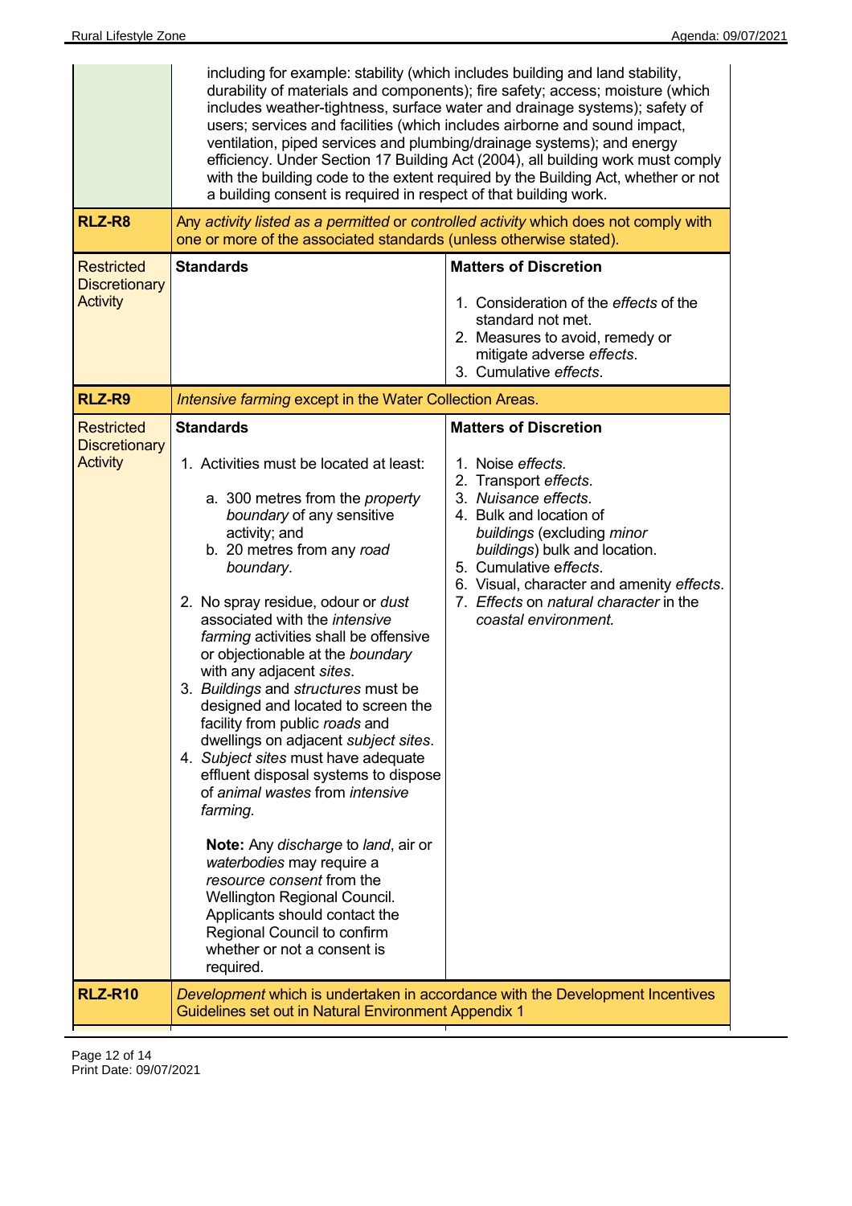| | | |
|---|---|---|
| | including for example: stability (which includes building and land stability, durability of materials and components); fire safety; access; moisture (which includes weather-tightness, surface water and drainage systems); safety of users; services and facilities (which includes airborne and sound impact, ventilation, piped services and plumbing/drainage systems); and energy efficiency. Under Section 17 Building Act (2004), all building work must comply with the building code to the extent required by the Building Act, whether or not a building consent is required in respect of that building work. | |
| **RLZ-R8** | Any *activity listed as a permitted* or *controlled activity* which does not comply with one or more of the associated standards (unless otherwise stated). | |
| Restricted Discretionary Activity | **Standards** | **Matters of Discretion**<br><br>1. Consideration of the *effects* of the standard not met.<br>2. Measures to avoid, remedy or mitigate adverse *effects*.<br>3. Cumulative *effects*. |
| **RLZ-R9** | *Intensive farming* except in the Water Collection Areas. | |
| Restricted Discretionary Activity | **Standards**<br><br>1. Activities must be located at least:<br>a. 300 metres from the *property boundary* of any sensitive activity; and<br>b. 20 metres from any *road boundary*.<br><br>2. No spray residue, odour or *dust* associated with the *intensive farming* activities shall be offensive or objectionable at the *boundary* with any adjacent *sites*.<br>3. *Buildings* and *structures* must be designed and located to screen the facility from public *roads* and dwellings on adjacent *subject sites*.<br>4. *Subject sites* must have adequate effluent disposal systems to dispose of *animal wastes* from *intensive farming*.<br><br>**Note:** Any *discharge* to *land*, air or *waterbodies* may require a *resource consent* from the Wellington Regional Council. Applicants should contact the Regional Council to confirm whether or not a consent is required. | **Matters of Discretion**<br><br>1. Noise *effects.*<br>2. Transport *effects*.<br>3. *Nuisance effects*.<br>4. Bulk and location of *buildings* (excluding *minor buildings*) bulk and location.<br>5. Cumulative *effects*.<br>6. Visual, character and amenity *effects*.<br>7. *Effects* on *natural character* in the *coastal environment.* |
| **RLZ-R10** | *Development* which is undertaken in accordance with the Development Incentives Guidelines set out in Natural Environment Appendix 1 | |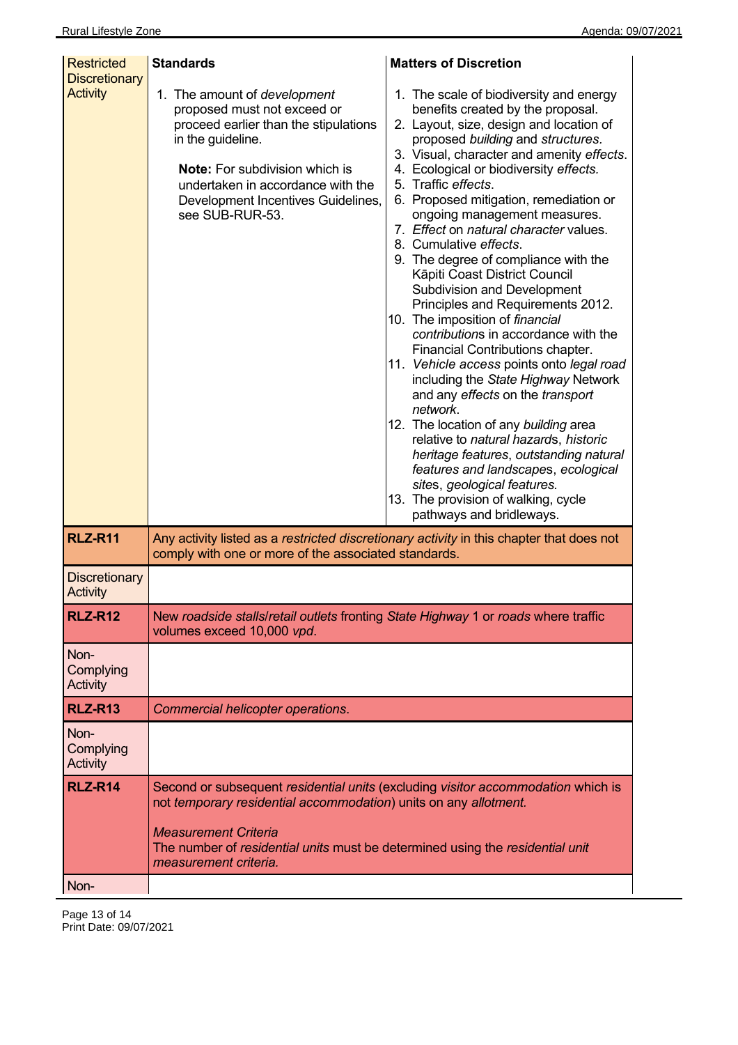| Restricted Discretionary Activity | **Standards**<br><br>1. The amount of *development* proposed must not exceed or proceed earlier than the stipulations in the guideline.<br><br>**Note:** For subdivision which is undertaken in accordance with the Development Incentives Guidelines, see SUB-RUR-53. | **Matters of Discretion**<br><br>1. The scale of biodiversity and energy benefits created by the proposal.<br>2. Layout, size, design and location of proposed *building* and *structures.*<br>3. Visual, character and amenity *effects*.<br>4. Ecological or biodiversity *effects.*<br>5. Traffic *effects*.<br>6. Proposed mitigation, remediation or ongoing management measures.<br>7. *Effect* on *natural character* values.<br>8. Cumulative *effects*.<br>9. The degree of compliance with the Kāpiti Coast District Council Subdivision and Development Principles and Requirements 2012.<br>10. The imposition of *financial contributions* in accordance with the Financial Contributions chapter.<br>11. *Vehicle access* points onto *legal road* including the *State Highway* Network and any *effects* on the *transport network*.<br>12. The location of any *building* area relative to *natural hazards*, *historic heritage features*, *outstanding natural features and landscapes*, *ecological sites*, *geological features.*<br>13. The provision of walking, cycle pathways and bridleways. |
|---|---|---|
| **RLZ-R11** | Any activity listed as a *restricted discretionary activity* in this chapter that does not comply with one or more of the associated standards. | |
| Discretionary Activity | | |
| **RLZ-R12** | New *roadside stalls*/*retail outlets* fronting *State Highway* 1 or *roads* where traffic volumes exceed 10,000 *vpd*. | |
| Non-Complying Activity | | |
| **RLZ-R13** | *Commercial helicopter operations*. | |
| Non-Complying Activity | | |
| **RLZ-R14** | Second or subsequent *residential units* (excluding *visitor accommodation* which is not *temporary residential accommodation*) units on any *allotment.*<br><br>*Measurement Criteria*<br>The number of *residential units* must be determined using the *residential unit measurement criteria.* | |
| Non- | | |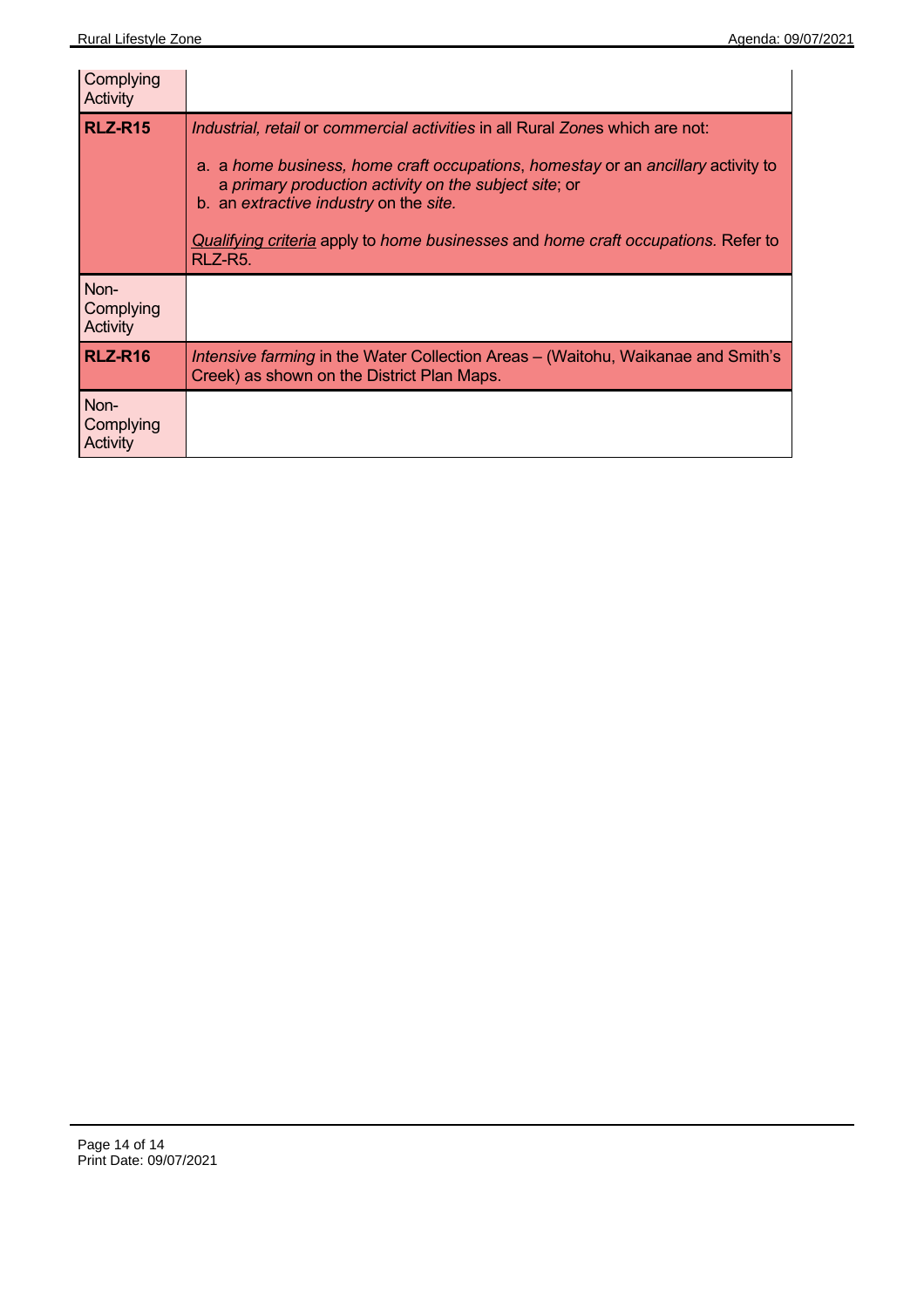| | |
|---|---|
| Complying Activity | |
| **RLZ-R15** | *Industrial, retail* or *commercial activities* in all Rural *Zone*s which are not:<br><br>a. a *home business, home craft occupations*, *homestay* or an *ancillary* activity to *a primary production activity on the subject site*; or<br>b. an *extractive industry* on the *site.*<br><br>*Qualifying criteria* apply to *home businesses* and *home craft occupations.* Refer to RLZ-R5. |
| Non-Complying Activity | |
| **RLZ-R16** | *Intensive farming* in the Water Collection Areas – (Waitohu, Waikanae and Smith's Creek) as shown on the District Plan Maps. |
| Non-Complying Activity | |